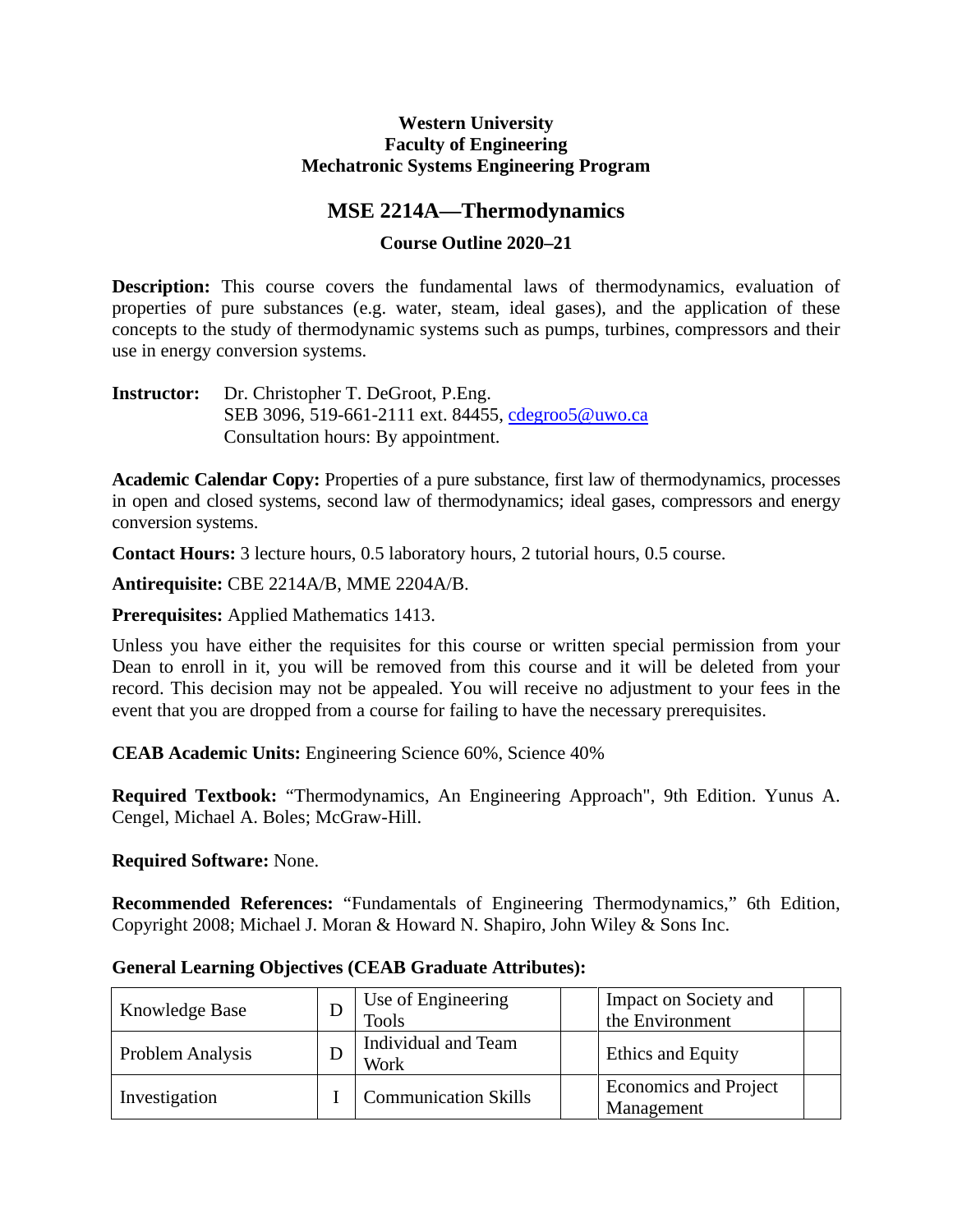**Western University**
**Faculty of Engineering**
**Mechatronic Systems Engineering Program**

# MSE 2214A—Thermodynamics

## Course Outline 2020–21

**Description:** This course covers the fundamental laws of thermodynamics, evaluation of properties of pure substances (e.g. water, steam, ideal gases), and the application of these concepts to the study of thermodynamic systems such as pumps, turbines, compressors and their use in energy conversion systems.

**Instructor:** Dr. Christopher T. DeGroot, P.Eng.
SEB 3096, 519-661-2111 ext. 84455, cdegroo5@uwo.ca
Consultation hours: By appointment.

**Academic Calendar Copy:** Properties of a pure substance, first law of thermodynamics, processes in open and closed systems, second law of thermodynamics; ideal gases, compressors and energy conversion systems.

**Contact Hours:** 3 lecture hours, 0.5 laboratory hours, 2 tutorial hours, 0.5 course.

**Antirequisite:** CBE 2214A/B, MME 2204A/B.

**Prerequisites:** Applied Mathematics 1413.

Unless you have either the requisites for this course or written special permission from your Dean to enroll in it, you will be removed from this course and it will be deleted from your record. This decision may not be appealed. You will receive no adjustment to your fees in the event that you are dropped from a course for failing to have the necessary prerequisites.

**CEAB Academic Units:** Engineering Science 60%, Science 40%

**Required Textbook:** "Thermodynamics, An Engineering Approach", 9th Edition. Yunus A. Cengel, Michael A. Boles; McGraw-Hill.

**Required Software:** None.

**Recommended References:** "Fundamentals of Engineering Thermodynamics," 6th Edition, Copyright 2008; Michael J. Moran & Howard N. Shapiro, John Wiley & Sons Inc.

**General Learning Objectives (CEAB Graduate Attributes):**

| | | | | | |
|---|---|---|---|---|---|
| Knowledge Base | D | Use of Engineering Tools | | Impact on Society and the Environment | |
| Problem Analysis | D | Individual and Team Work | | Ethics and Equity | |
| Investigation | I | Communication Skills | | Economics and Project Management | |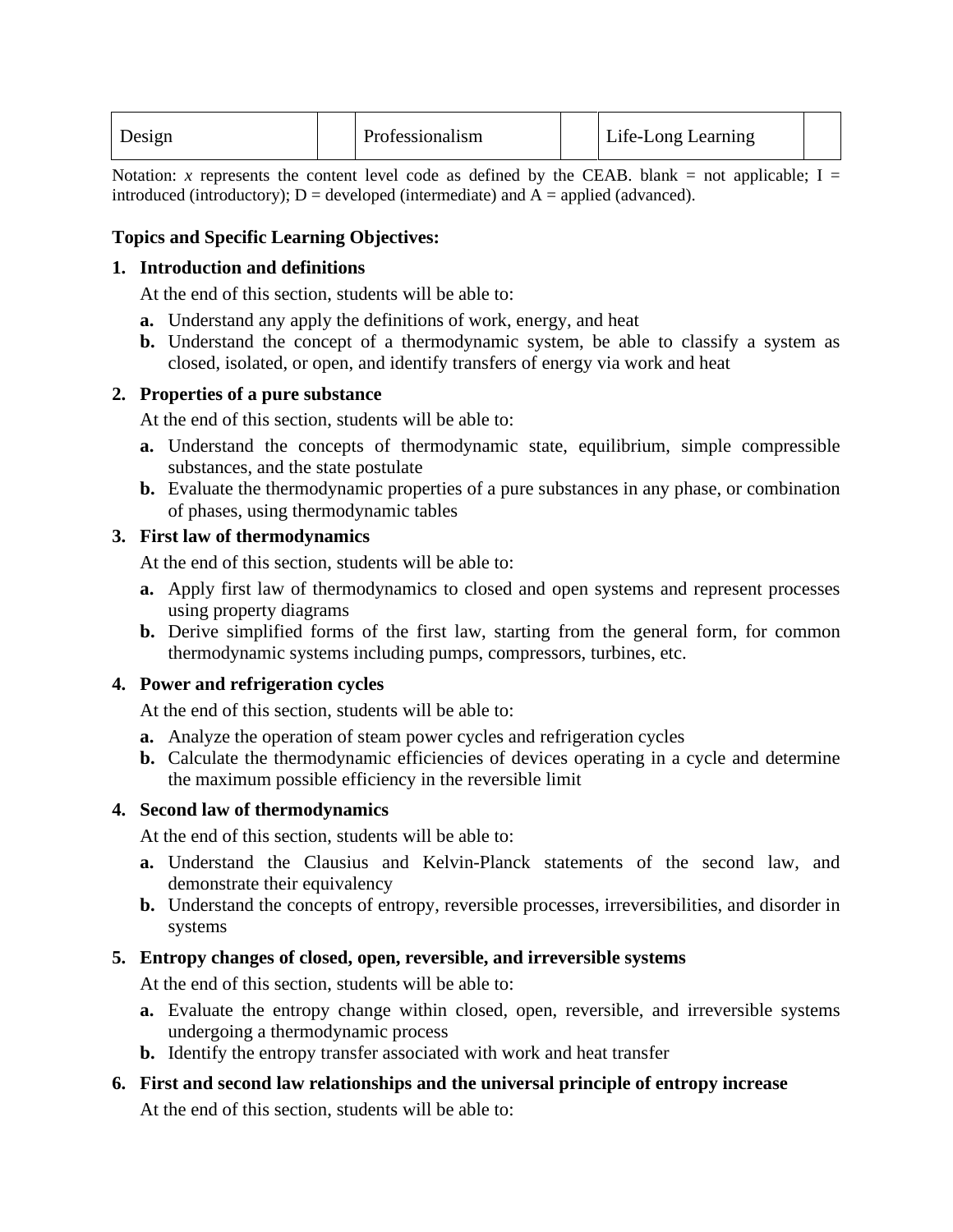| Design | | Professionalism | | Life-Long Learning | |
|---|---|---|---|---|---|

Notation: *x* represents the content level code as defined by the CEAB. blank = not applicable; I = introduced (introductory); D = developed (intermediate) and A = applied (advanced).

**Topics and Specific Learning Objectives:**

**1. Introduction and definitions**

At the end of this section, students will be able to:

- **a.** Understand any apply the definitions of work, energy, and heat
- **b.** Understand the concept of a thermodynamic system, be able to classify a system as closed, isolated, or open, and identify transfers of energy via work and heat

**2. Properties of a pure substance**

At the end of this section, students will be able to:

- **a.** Understand the concepts of thermodynamic state, equilibrium, simple compressible substances, and the state postulate
- **b.** Evaluate the thermodynamic properties of a pure substances in any phase, or combination of phases, using thermodynamic tables

**3. First law of thermodynamics**

At the end of this section, students will be able to:

- **a.** Apply first law of thermodynamics to closed and open systems and represent processes using property diagrams
- **b.** Derive simplified forms of the first law, starting from the general form, for common thermodynamic systems including pumps, compressors, turbines, etc.

**4. Power and refrigeration cycles**

At the end of this section, students will be able to:

- **a.** Analyze the operation of steam power cycles and refrigeration cycles
- **b.** Calculate the thermodynamic efficiencies of devices operating in a cycle and determine the maximum possible efficiency in the reversible limit

**4. Second law of thermodynamics**

At the end of this section, students will be able to:

- **a.** Understand the Clausius and Kelvin-Planck statements of the second law, and demonstrate their equivalency
- **b.** Understand the concepts of entropy, reversible processes, irreversibilities, and disorder in systems

**5. Entropy changes of closed, open, reversible, and irreversible systems**

At the end of this section, students will be able to:

- **a.** Evaluate the entropy change within closed, open, reversible, and irreversible systems undergoing a thermodynamic process
- **b.** Identify the entropy transfer associated with work and heat transfer

**6. First and second law relationships and the universal principle of entropy increase**

At the end of this section, students will be able to: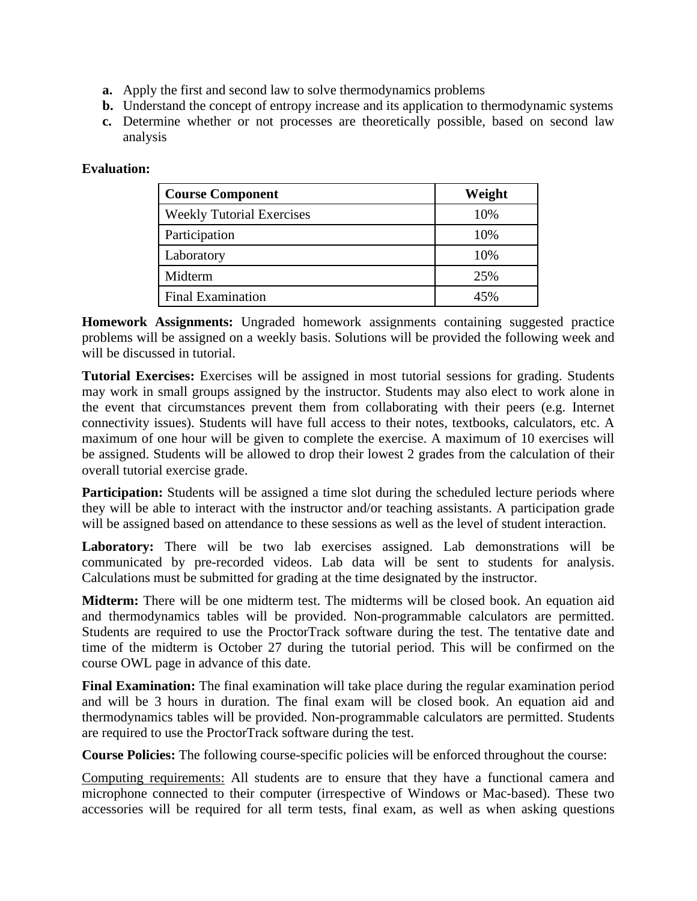a. Apply the first and second law to solve thermodynamics problems
b. Understand the concept of entropy increase and its application to thermodynamic systems
c. Determine whether or not processes are theoretically possible, based on second law analysis

**Evaluation:**

| Course Component | Weight |
|---|---|
| Weekly Tutorial Exercises | 10% |
| Participation | 10% |
| Laboratory | 10% |
| Midterm | 25% |
| Final Examination | 45% |

**Homework Assignments:** Ungraded homework assignments containing suggested practice problems will be assigned on a weekly basis. Solutions will be provided the following week and will be discussed in tutorial.

**Tutorial Exercises:** Exercises will be assigned in most tutorial sessions for grading. Students may work in small groups assigned by the instructor. Students may also elect to work alone in the event that circumstances prevent them from collaborating with their peers (e.g. Internet connectivity issues). Students will have full access to their notes, textbooks, calculators, etc. A maximum of one hour will be given to complete the exercise. A maximum of 10 exercises will be assigned. Students will be allowed to drop their lowest 2 grades from the calculation of their overall tutorial exercise grade.

**Participation:** Students will be assigned a time slot during the scheduled lecture periods where they will be able to interact with the instructor and/or teaching assistants. A participation grade will be assigned based on attendance to these sessions as well as the level of student interaction.

**Laboratory:** There will be two lab exercises assigned. Lab demonstrations will be communicated by pre-recorded videos. Lab data will be sent to students for analysis. Calculations must be submitted for grading at the time designated by the instructor.

**Midterm:** There will be one midterm test. The midterms will be closed book. An equation aid and thermodynamics tables will be provided. Non-programmable calculators are permitted. Students are required to use the ProctorTrack software during the test. The tentative date and time of the midterm is October 27 during the tutorial period. This will be confirmed on the course OWL page in advance of this date.

**Final Examination:** The final examination will take place during the regular examination period and will be 3 hours in duration. The final exam will be closed book. An equation aid and thermodynamics tables will be provided. Non-programmable calculators are permitted. Students are required to use the ProctorTrack software during the test.

**Course Policies:** The following course-specific policies will be enforced throughout the course:

<u>Computing requirements:</u> All students are to ensure that they have a functional camera and microphone connected to their computer (irrespective of Windows or Mac-based). These two accessories will be required for all term tests, final exam, as well as when asking questions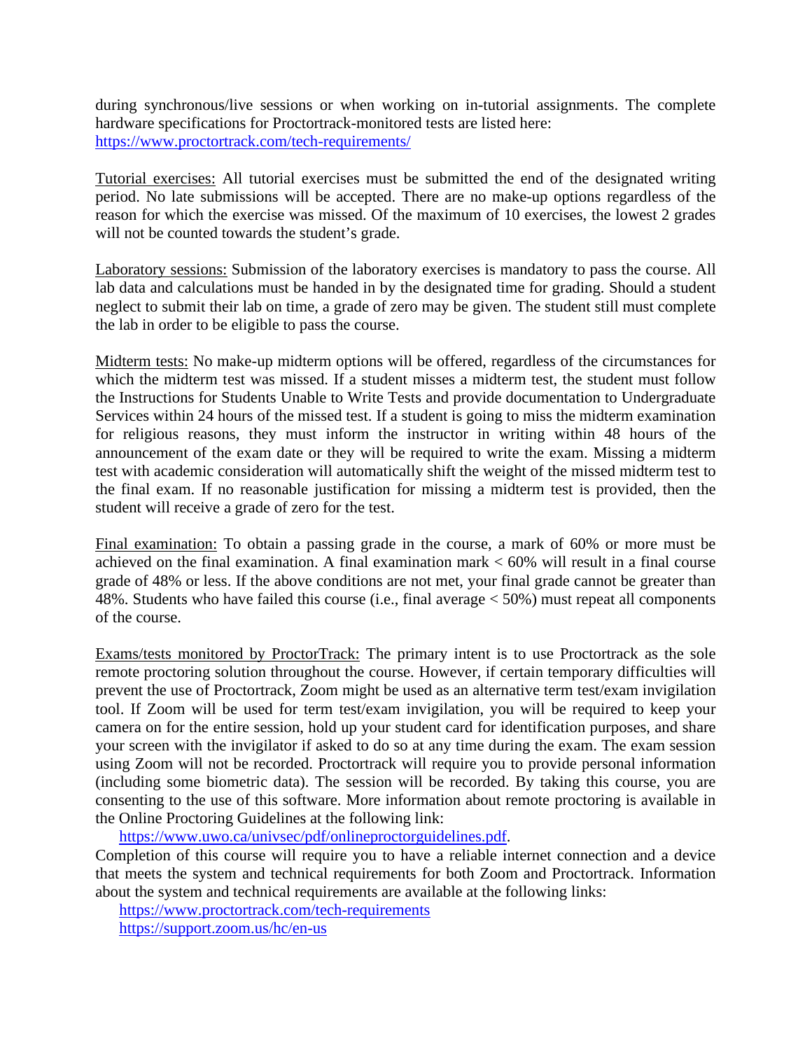during synchronous/live sessions or when working on in-tutorial assignments. The complete hardware specifications for Proctortrack-monitored tests are listed here: https://www.proctortrack.com/tech-requirements/

Tutorial exercises: All tutorial exercises must be submitted the end of the designated writing period. No late submissions will be accepted. There are no make-up options regardless of the reason for which the exercise was missed. Of the maximum of 10 exercises, the lowest 2 grades will not be counted towards the student's grade.

Laboratory sessions: Submission of the laboratory exercises is mandatory to pass the course. All lab data and calculations must be handed in by the designated time for grading. Should a student neglect to submit their lab on time, a grade of zero may be given. The student still must complete the lab in order to be eligible to pass the course.

Midterm tests: No make-up midterm options will be offered, regardless of the circumstances for which the midterm test was missed. If a student misses a midterm test, the student must follow the Instructions for Students Unable to Write Tests and provide documentation to Undergraduate Services within 24 hours of the missed test. If a student is going to miss the midterm examination for religious reasons, they must inform the instructor in writing within 48 hours of the announcement of the exam date or they will be required to write the exam. Missing a midterm test with academic consideration will automatically shift the weight of the missed midterm test to the final exam. If no reasonable justification for missing a midterm test is provided, then the student will receive a grade of zero for the test.

Final examination: To obtain a passing grade in the course, a mark of 60% or more must be achieved on the final examination. A final examination mark < 60% will result in a final course grade of 48% or less. If the above conditions are not met, your final grade cannot be greater than 48%. Students who have failed this course (i.e., final average < 50%) must repeat all components of the course.

Exams/tests monitored by ProctorTrack: The primary intent is to use Proctortrack as the sole remote proctoring solution throughout the course. However, if certain temporary difficulties will prevent the use of Proctortrack, Zoom might be used as an alternative term test/exam invigilation tool. If Zoom will be used for term test/exam invigilation, you will be required to keep your camera on for the entire session, hold up your student card for identification purposes, and share your screen with the invigilator if asked to do so at any time during the exam. The exam session using Zoom will not be recorded. Proctortrack will require you to provide personal information (including some biometric data). The session will be recorded. By taking this course, you are consenting to the use of this software. More information about remote proctoring is available in the Online Proctoring Guidelines at the following link:

https://www.uwo.ca/univsec/pdf/onlineproctorguidelines.pdf.

Completion of this course will require you to have a reliable internet connection and a device that meets the system and technical requirements for both Zoom and Proctortrack. Information about the system and technical requirements are available at the following links:

https://www.proctortrack.com/tech-requirements
https://support.zoom.us/hc/en-us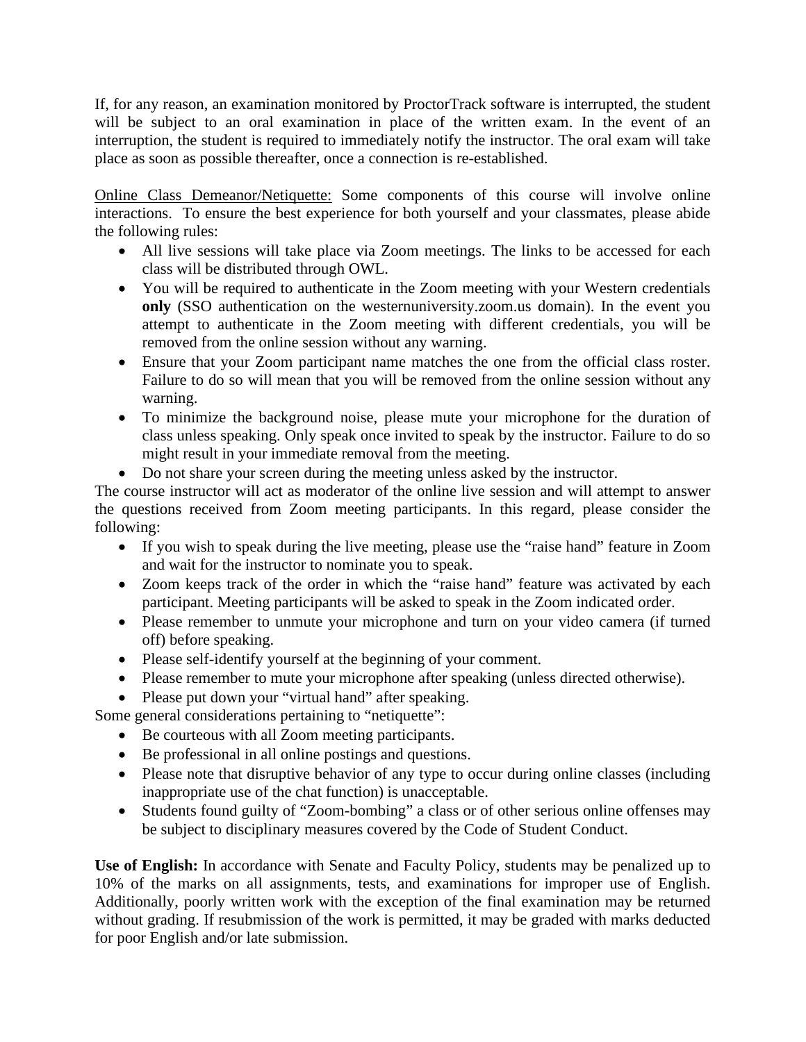If, for any reason, an examination monitored by ProctorTrack software is interrupted, the student will be subject to an oral examination in place of the written exam. In the event of an interruption, the student is required to immediately notify the instructor. The oral exam will take place as soon as possible thereafter, once a connection is re-established.

<u>Online Class Demeanor/Netiquette:</u> Some components of this course will involve online interactions. To ensure the best experience for both yourself and your classmates, please abide the following rules:

- All live sessions will take place via Zoom meetings. The links to be accessed for each class will be distributed through OWL.
- You will be required to authenticate in the Zoom meeting with your Western credentials **only** (SSO authentication on the westernuniversity.zoom.us domain). In the event you attempt to authenticate in the Zoom meeting with different credentials, you will be removed from the online session without any warning.
- Ensure that your Zoom participant name matches the one from the official class roster. Failure to do so will mean that you will be removed from the online session without any warning.
- To minimize the background noise, please mute your microphone for the duration of class unless speaking. Only speak once invited to speak by the instructor. Failure to do so might result in your immediate removal from the meeting.
- Do not share your screen during the meeting unless asked by the instructor.

The course instructor will act as moderator of the online live session and will attempt to answer the questions received from Zoom meeting participants. In this regard, please consider the following:

- If you wish to speak during the live meeting, please use the "raise hand" feature in Zoom and wait for the instructor to nominate you to speak.
- Zoom keeps track of the order in which the "raise hand" feature was activated by each participant. Meeting participants will be asked to speak in the Zoom indicated order.
- Please remember to unmute your microphone and turn on your video camera (if turned off) before speaking.
- Please self-identify yourself at the beginning of your comment.
- Please remember to mute your microphone after speaking (unless directed otherwise).
- Please put down your "virtual hand" after speaking.

Some general considerations pertaining to "netiquette":

- Be courteous with all Zoom meeting participants.
- Be professional in all online postings and questions.
- Please note that disruptive behavior of any type to occur during online classes (including inappropriate use of the chat function) is unacceptable.
- Students found guilty of "Zoom-bombing" a class or of other serious online offenses may be subject to disciplinary measures covered by the Code of Student Conduct.

**Use of English:** In accordance with Senate and Faculty Policy, students may be penalized up to 10% of the marks on all assignments, tests, and examinations for improper use of English. Additionally, poorly written work with the exception of the final examination may be returned without grading. If resubmission of the work is permitted, it may be graded with marks deducted for poor English and/or late submission.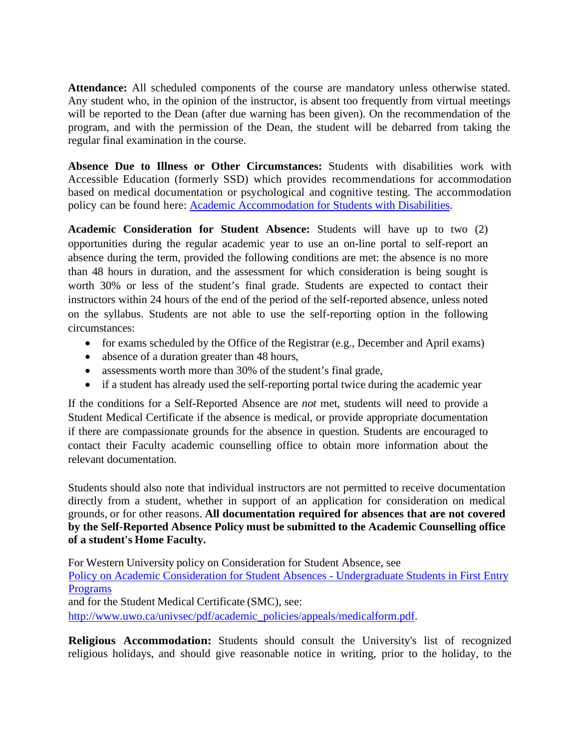**Attendance:** All scheduled components of the course are mandatory unless otherwise stated. Any student who, in the opinion of the instructor, is absent too frequently from virtual meetings will be reported to the Dean (after due warning has been given). On the recommendation of the program, and with the permission of the Dean, the student will be debarred from taking the regular final examination in the course.

**Absence Due to Illness or Other Circumstances:** Students with disabilities work with Accessible Education (formerly SSD) which provides recommendations for accommodation based on medical documentation or psychological and cognitive testing. The accommodation policy can be found here: [Academic Accommodation for Students with Disabilities](#).

**Academic Consideration for Student Absence:** Students will have up to two (2) opportunities during the regular academic year to use an on-line portal to self-report an absence during the term, provided the following conditions are met: the absence is no more than 48 hours in duration, and the assessment for which consideration is being sought is worth 30% or less of the student's final grade. Students are expected to contact their instructors within 24 hours of the end of the period of the self-reported absence, unless noted on the syllabus. Students are not able to use the self-reporting option in the following circumstances:

- for exams scheduled by the Office of the Registrar (e.g., December and April exams)
- absence of a duration greater than 48 hours,
- assessments worth more than 30% of the student's final grade,
- if a student has already used the self-reporting portal twice during the academic year

If the conditions for a Self-Reported Absence are *not* met, students will need to provide a Student Medical Certificate if the absence is medical, or provide appropriate documentation if there are compassionate grounds for the absence in question. Students are encouraged to contact their Faculty academic counselling office to obtain more information about the relevant documentation.

Students should also note that individual instructors are not permitted to receive documentation directly from a student, whether in support of an application for consideration on medical grounds, or for other reasons. **All documentation required for absences that are not covered by the Self-Reported Absence Policy must be submitted to the Academic Counselling office of a student's Home Faculty.**

For Western University policy on Consideration for Student Absence, see [Policy on Academic Consideration for Student Absences - Undergraduate Students in First Entry Programs](#)
and for the Student Medical Certificate (SMC), see:
http://www.uwo.ca/univsec/pdf/academic_policies/appeals/medicalform.pdf.

**Religious Accommodation:** Students should consult the University's list of recognized religious holidays, and should give reasonable notice in writing, prior to the holiday, to the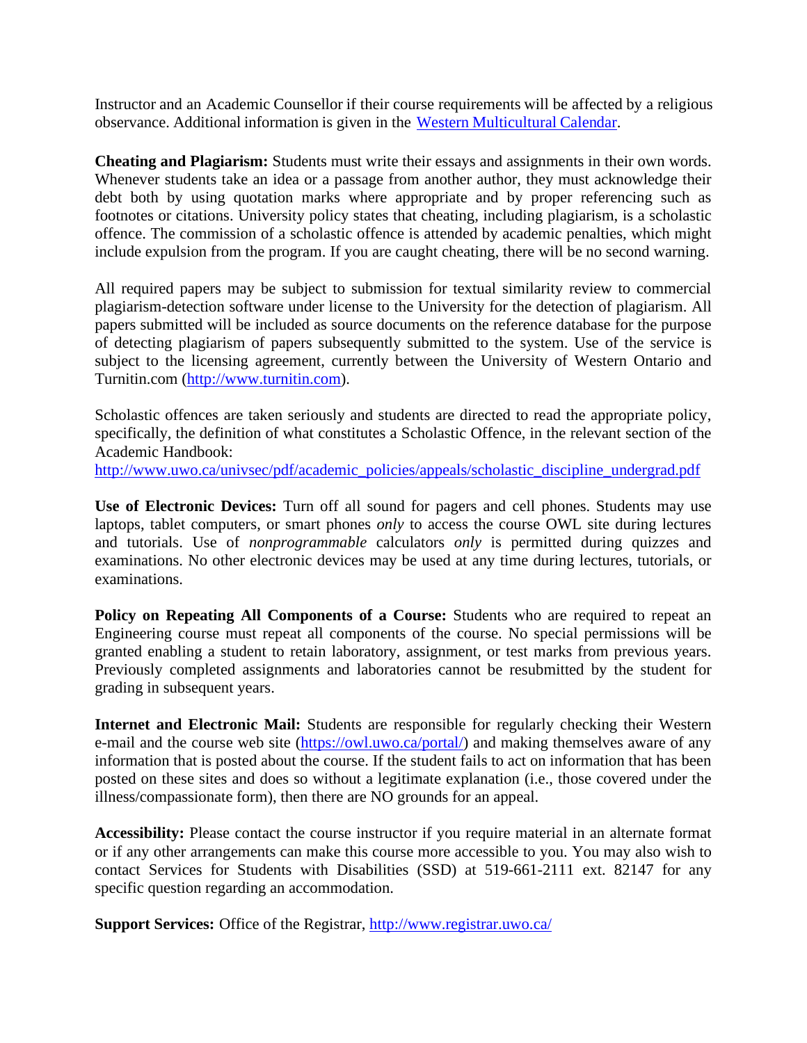Instructor and an Academic Counsellor if their course requirements will be affected by a religious observance. Additional information is given in the [Western Multicultural Calendar](Western Multicultural Calendar).

**Cheating and Plagiarism:** Students must write their essays and assignments in their own words. Whenever students take an idea or a passage from another author, they must acknowledge their debt both by using quotation marks where appropriate and by proper referencing such as footnotes or citations. University policy states that cheating, including plagiarism, is a scholastic offence. The commission of a scholastic offence is attended by academic penalties, which might include expulsion from the program. If you are caught cheating, there will be no second warning.

All required papers may be subject to submission for textual similarity review to commercial plagiarism-detection software under license to the University for the detection of plagiarism. All papers submitted will be included as source documents on the reference database for the purpose of detecting plagiarism of papers subsequently submitted to the system. Use of the service is subject to the licensing agreement, currently between the University of Western Ontario and Turnitin.com (http://www.turnitin.com).

Scholastic offences are taken seriously and students are directed to read the appropriate policy, specifically, the definition of what constitutes a Scholastic Offence, in the relevant section of the Academic Handbook:
http://www.uwo.ca/univsec/pdf/academic_policies/appeals/scholastic_discipline_undergrad.pdf

**Use of Electronic Devices:** Turn off all sound for pagers and cell phones. Students may use laptops, tablet computers, or smart phones *only* to access the course OWL site during lectures and tutorials. Use of *nonprogrammable* calculators *only* is permitted during quizzes and examinations. No other electronic devices may be used at any time during lectures, tutorials, or examinations.

**Policy on Repeating All Components of a Course:** Students who are required to repeat an Engineering course must repeat all components of the course. No special permissions will be granted enabling a student to retain laboratory, assignment, or test marks from previous years. Previously completed assignments and laboratories cannot be resubmitted by the student for grading in subsequent years.

**Internet and Electronic Mail:** Students are responsible for regularly checking their Western e-mail and the course web site (https://owl.uwo.ca/portal/) and making themselves aware of any information that is posted about the course. If the student fails to act on information that has been posted on these sites and does so without a legitimate explanation (i.e., those covered under the illness/compassionate form), then there are NO grounds for an appeal.

**Accessibility:** Please contact the course instructor if you require material in an alternate format or if any other arrangements can make this course more accessible to you. You may also wish to contact Services for Students with Disabilities (SSD) at 519-661-2111 ext. 82147 for any specific question regarding an accommodation.

**Support Services:** Office of the Registrar, http://www.registrar.uwo.ca/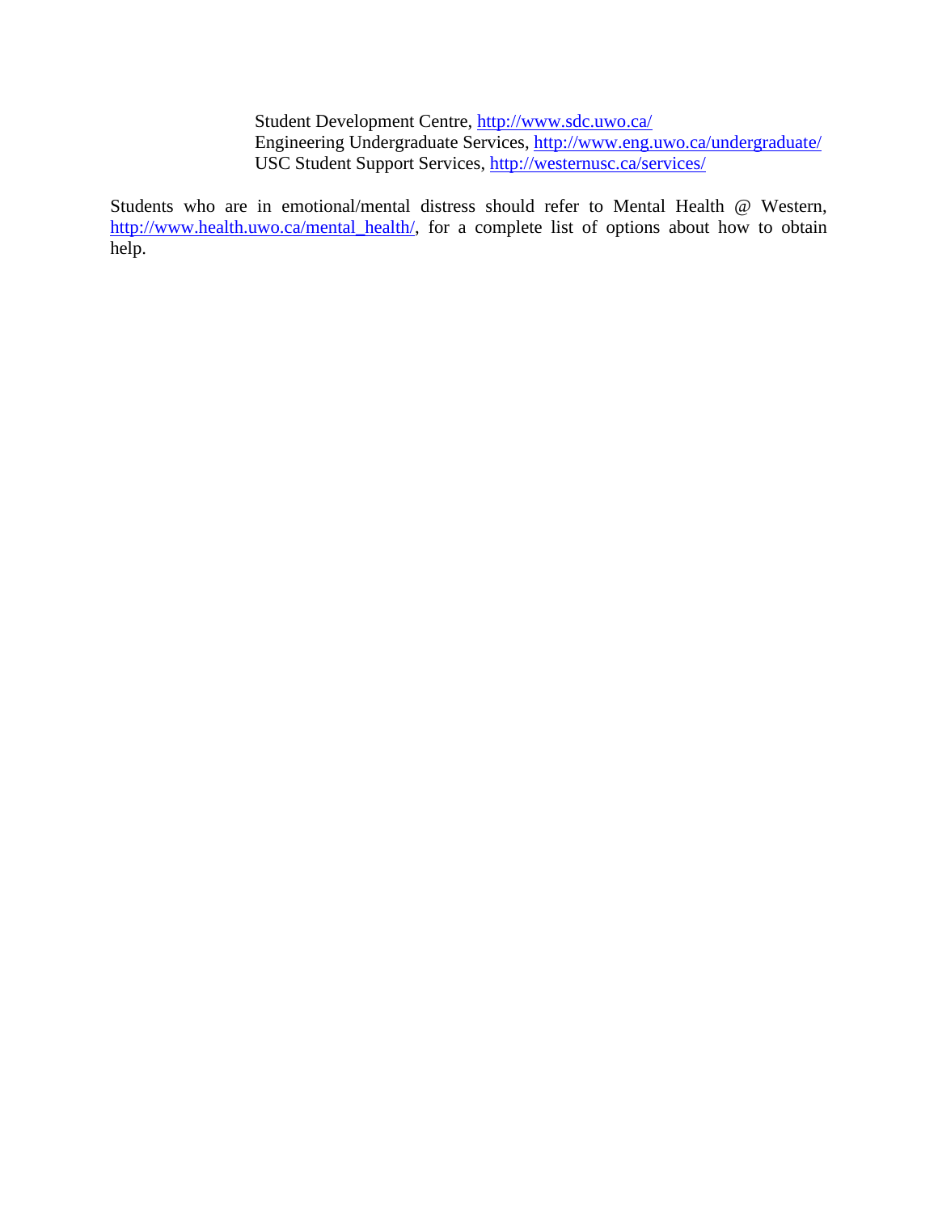Student Development Centre, http://www.sdc.uwo.ca/
Engineering Undergraduate Services, http://www.eng.uwo.ca/undergraduate/
USC Student Support Services, http://westernusc.ca/services/

Students who are in emotional/mental distress should refer to Mental Health @ Western, http://www.health.uwo.ca/mental_health/, for a complete list of options about how to obtain help.